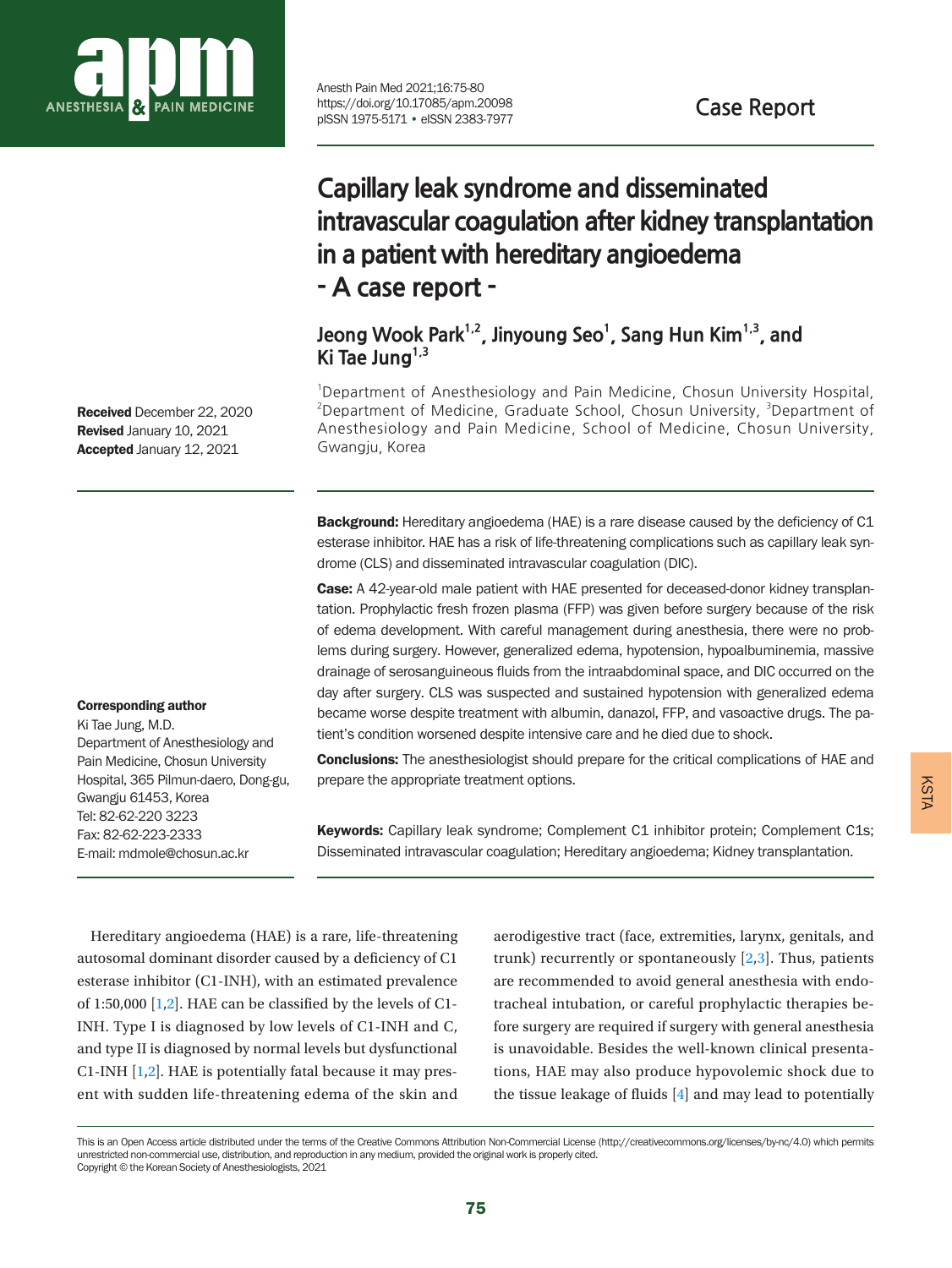Case Report

# Capillary leak syndrome and disseminated intravascular coagulation after kidney transplantation in a patient with hereditary angioedema - A case report -

**Jeong Wook Park[1,2], Jinyoung Seo[1], Sang Hun Kim[1,3], and Ki Tae Jung[1,3]**

[1]Department of Anesthesiology and Pain Medicine, Chosun University Hospital, [2]Department of Medicine, Graduate School, Chosun University, [3]Department of Anesthesiology and Pain Medicine, School of Medicine, Chosun University, Gwangju, Korea

**Received** December 22, 2020
**Revised** January 10, 2021
**Accepted** January 12, 2021

**Corresponding author**
Ki Tae Jung, M.D.
Department of Anesthesiology and Pain Medicine, Chosun University Hospital, 365 Pilmun-daero, Dong-gu, Gwangju 61453, Korea
Tel: 82-62-220 3223
Fax: 82-62-223-2333
E-mail: mdmole@chosun.ac.kr

**Background:** Hereditary angioedema (HAE) is a rare disease caused by the deficiency of C1 esterase inhibitor. HAE has a risk of life-threatening complications such as capillary leak syndrome (CLS) and disseminated intravascular coagulation (DIC).

**Case:** A 42-year-old male patient with HAE presented for deceased-donor kidney transplantation. Prophylactic fresh frozen plasma (FFP) was given before surgery because of the risk of edema development. With careful management during anesthesia, there were no problems during surgery. However, generalized edema, hypotension, hypoalbuminemia, massive drainage of serosanguineous fluids from the intraabdominal space, and DIC occurred on the day after surgery. CLS was suspected and sustained hypotension with generalized edema became worse despite treatment with albumin, danazol, FFP, and vasoactive drugs. The patient's condition worsened despite intensive care and he died due to shock.

**Conclusions:** The anesthesiologist should prepare for the critical complications of HAE and prepare the appropriate treatment options.

**Keywords:** Capillary leak syndrome; Complement C1 inhibitor protein; Complement C1s; Disseminated intravascular coagulation; Hereditary angioedema; Kidney transplantation.

Hereditary angioedema (HAE) is a rare, life-threatening autosomal dominant disorder caused by a deficiency of C1 esterase inhibitor (C1-INH), with an estimated prevalence of 1:50,000 [1,2]. HAE can be classified by the levels of C1-INH. Type I is diagnosed by low levels of C1-INH and C, and type II is diagnosed by normal levels but dysfunctional C1-INH [1,2]. HAE is potentially fatal because it may present with sudden life-threatening edema of the skin and aerodigestive tract (face, extremities, larynx, genitals, and trunk) recurrently or spontaneously [2,3]. Thus, patients are recommended to avoid general anesthesia with endotracheal intubation, or careful prophylactic therapies before surgery are required if surgery with general anesthesia is unavoidable. Besides the well-known clinical presentations, HAE may also produce hypovolemic shock due to the tissue leakage of fluids [4] and may lead to potentially

This is an Open Access article distributed under the terms of the Creative Commons Attribution Non-Commercial License (http://creativecommons.org/licenses/by-nc/4.0) which permits unrestricted non-commercial use, distribution, and reproduction in any medium, provided the original work is properly cited.
Copyright © the Korean Society of Anesthesiologists, 2021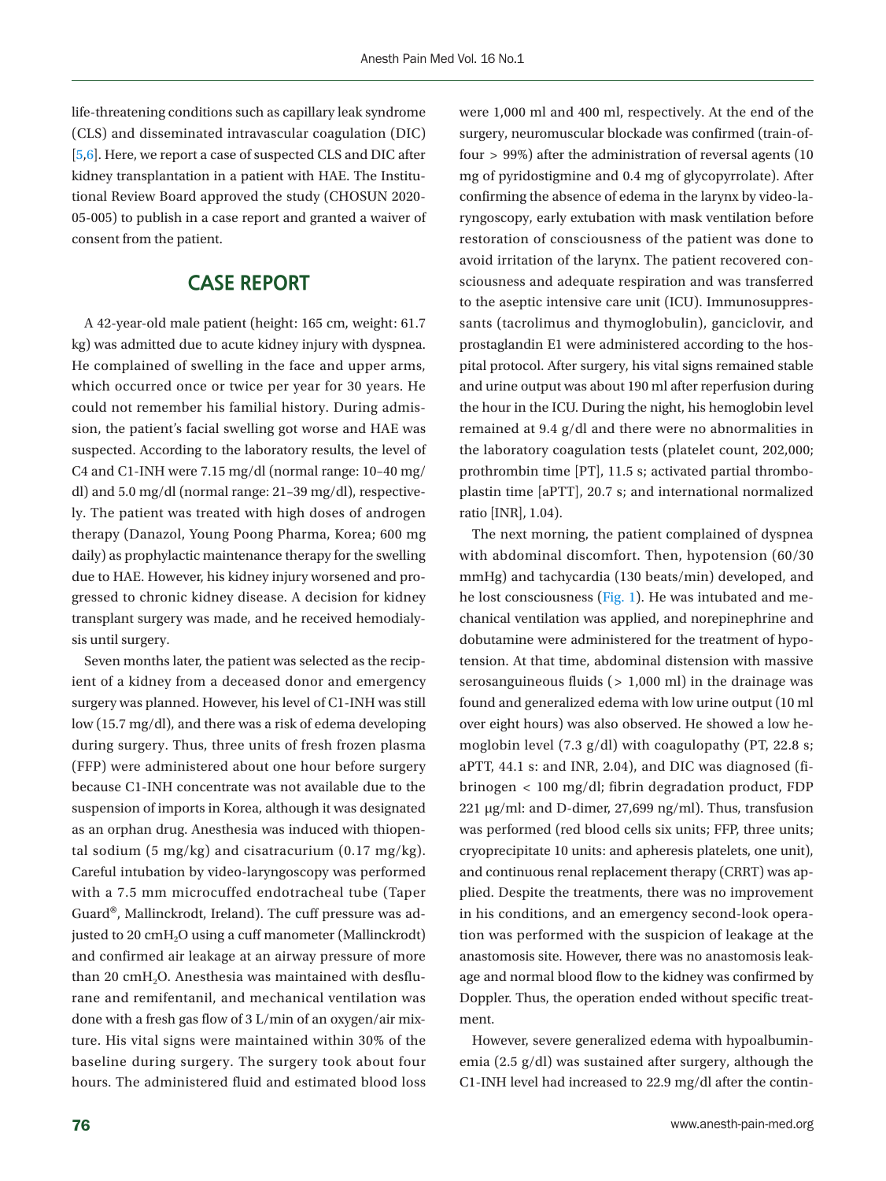life-threatening conditions such as capillary leak syndrome (CLS) and disseminated intravascular coagulation (DIC) [5,6]. Here, we report a case of suspected CLS and DIC after kidney transplantation in a patient with HAE. The Institutional Review Board approved the study (CHOSUN 2020-05-005) to publish in a case report and granted a waiver of consent from the patient.

## CASE REPORT

A 42-year-old male patient (height: 165 cm, weight: 61.7 kg) was admitted due to acute kidney injury with dyspnea. He complained of swelling in the face and upper arms, which occurred once or twice per year for 30 years. He could not remember his familial history. During admission, the patient's facial swelling got worse and HAE was suspected. According to the laboratory results, the level of C4 and C1-INH were 7.15 mg/dl (normal range: 10–40 mg/dl) and 5.0 mg/dl (normal range: 21–39 mg/dl), respectively. The patient was treated with high doses of androgen therapy (Danazol, Young Poong Pharma, Korea; 600 mg daily) as prophylactic maintenance therapy for the swelling due to HAE. However, his kidney injury worsened and progressed to chronic kidney disease. A decision for kidney transplant surgery was made, and he received hemodialysis until surgery.

Seven months later, the patient was selected as the recipient of a kidney from a deceased donor and emergency surgery was planned. However, his level of C1-INH was still low (15.7 mg/dl), and there was a risk of edema developing during surgery. Thus, three units of fresh frozen plasma (FFP) were administered about one hour before surgery because C1-INH concentrate was not available due to the suspension of imports in Korea, although it was designated as an orphan drug. Anesthesia was induced with thiopental sodium (5 mg/kg) and cisatracurium (0.17 mg/kg). Careful intubation by video-laryngoscopy was performed with a 7.5 mm microcuffed endotracheal tube (Taper Guard®, Mallinckrodt, Ireland). The cuff pressure was adjusted to 20 $cmH_2O$ using a cuff manometer (Mallinckrodt) and confirmed air leakage at an airway pressure of more than 20 $cmH_2O$. Anesthesia was maintained with desflurane and remifentanil, and mechanical ventilation was done with a fresh gas flow of 3 L/min of an oxygen/air mixture. His vital signs were maintained within 30% of the baseline during surgery. The surgery took about four hours. The administered fluid and estimated blood loss were 1,000 ml and 400 ml, respectively. At the end of the surgery, neuromuscular blockade was confirmed (train-of-four > 99%) after the administration of reversal agents (10 mg of pyridostigmine and 0.4 mg of glycopyrrolate). After confirming the absence of edema in the larynx by video-laryngoscopy, early extubation with mask ventilation before restoration of consciousness of the patient was done to avoid irritation of the larynx. The patient recovered consciousness and adequate respiration and was transferred to the aseptic intensive care unit (ICU). Immunosuppressants (tacrolimus and thymoglobulin), ganciclovir, and prostaglandin E1 were administered according to the hospital protocol. After surgery, his vital signs remained stable and urine output was about 190 ml after reperfusion during the hour in the ICU. During the night, his hemoglobin level remained at 9.4 g/dl and there were no abnormalities in the laboratory coagulation tests (platelet count, 202,000; prothrombin time [PT], 11.5 s; activated partial thromboplastin time [aPTT], 20.7 s; and international normalized ratio [INR], 1.04).

The next morning, the patient complained of dyspnea with abdominal discomfort. Then, hypotension (60/30 mmHg) and tachycardia (130 beats/min) developed, and he lost consciousness (Fig. 1). He was intubated and mechanical ventilation was applied, and norepinephrine and dobutamine were administered for the treatment of hypotension. At that time, abdominal distension with massive serosanguineous fluids (> 1,000 ml) in the drainage was found and generalized edema with low urine output (10 ml over eight hours) was also observed. He showed a low hemoglobin level (7.3 g/dl) with coagulopathy (PT, 22.8 s; aPTT, 44.1 s: and INR, 2.04), and DIC was diagnosed (fibrinogen < 100 mg/dl; fibrin degradation product, FDP 221 μg/ml: and D-dimer, 27,699 ng/ml). Thus, transfusion was performed (red blood cells six units; FFP, three units; cryoprecipitate 10 units: and apheresis platelets, one unit), and continuous renal replacement therapy (CRRT) was applied. Despite the treatments, there was no improvement in his conditions, and an emergency second-look operation was performed with the suspicion of leakage at the anastomosis site. However, there was no anastomosis leakage and normal blood flow to the kidney was confirmed by Doppler. Thus, the operation ended without specific treatment.

However, severe generalized edema with hypoalbuminemia (2.5 g/dl) was sustained after surgery, although the C1-INH level had increased to 22.9 mg/dl after the contin-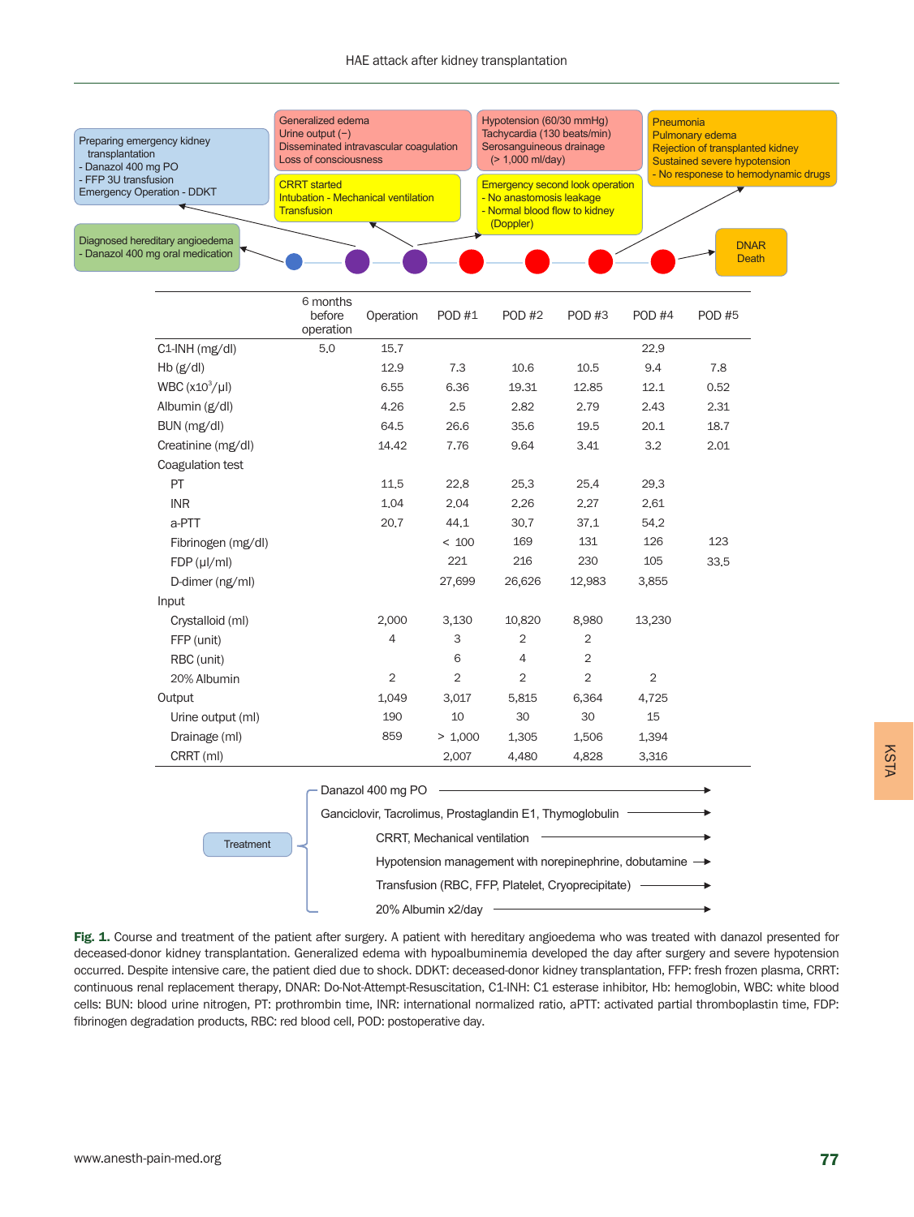Preparing emergency kidney transplantation
- Danazol 400 mg PO
- FFP 3U transfusion
Emergency Operation - DDKT

Diagnosed hereditary angioedema
- Danazol 400 mg oral medication

Generalized edema
Urine output (−)
Disseminated intravascular coagulation
Loss of consciousness

CRRT started
Intubation - Mechanical ventilation
Transfusion

Hypotension (60/30 mmHg)
Tachycardia (130 beats/min)
Serosanguineous drainage
(> 1,000 ml/day)

Emergency second look operation
- No anastomosis leakage
- Normal blood flow to kidney (Doppler)

Pneumonia
Pulmonary edema
Rejection of transplanted kidney
Sustained severe hypotension
- No responese to hemodynamic drugs

DNAR
Death

| | 6 months before operation | Operation | POD #1 | POD #2 | POD #3 | POD #4 | POD #5 |
|---|---|---|---|---|---|---|---|
| C1-INH (mg/dl) | 5.0 | 15.7 | | | | 22.9 | |
| Hb (g/dl) | | 12.9 | 7.3 | 10.6 | 10.5 | 9.4 | 7.8 |
| WBC ($\times10^3/\mu l$) | | 6.55 | 6.36 | 19.31 | 12.85 | 12.1 | 0.52 |
| Albumin (g/dl) | | 4.26 | 2.5 | 2.82 | 2.79 | 2.43 | 2.31 |
| BUN (mg/dl) | | 64.5 | 26.6 | 35.6 | 19.5 | 20.1 | 18.7 |
| Creatinine (mg/dl) | | 14.42 | 7.76 | 9.64 | 3.41 | 3.2 | 2.01 |
| Coagulation test | | | | | | | |
| PT | | 11.5 | 22.8 | 25.3 | 25.4 | 29.3 | |
| INR | | 1.04 | 2.04 | 2.26 | 2.27 | 2.61 | |
| a-PTT | | 20.7 | 44.1 | 30.7 | 37.1 | 54.2 | |
| Fibrinogen (mg/dl) | | | < 100 | 169 | 131 | 126 | 123 |
| FDP (μl/ml) | | | 221 | 216 | 230 | 105 | 33.5 |
| D-dimer (ng/ml) | | | 27,699 | 26,626 | 12,983 | 3,855 | |
| Input | | | | | | | |
| Crystalloid (ml) | | 2,000 | 3,130 | 10,820 | 8,980 | 13,230 | |
| FFP (unit) | | 4 | 3 | 2 | 2 | | |
| RBC (unit) | | | 6 | 4 | 2 | | |
| 20% Albumin | | 2 | 2 | 2 | 2 | 2 | |
| Output | | 1,049 | 3,017 | 5,815 | 6,364 | 4,725 | |
| Urine output (ml) | | 190 | 10 | 30 | 30 | 15 | |
| Drainage (ml) | | 859 | > 1,000 | 1,305 | 1,506 | 1,394 | |
| CRRT (ml) | | | 2,007 | 4,480 | 4,828 | 3,316 | |

Treatment
- Danazol 400 mg PO
- Ganciclovir, Tacrolimus, Prostaglandin E1, Thymoglobulin
- CRRT, Mechanical ventilation
- Hypotension management with norepinephrine, dobutamine
- Transfusion (RBC, FFP, Platelet, Cryoprecipitate)
- 20% Albumin x2/day

**Fig. 1.** Course and treatment of the patient after surgery. A patient with hereditary angioedema who was treated with danazol presented for deceased-donor kidney transplantation. Generalized edema with hypoalbuminemia developed the day after surgery and severe hypotension occurred. Despite intensive care, the patient died due to shock. DDKT: deceased-donor kidney transplantation, FFP: fresh frozen plasma, CRRT: continuous renal replacement therapy, DNAR: Do-Not-Attempt-Resuscitation, C1-INH: C1 esterase inhibitor, Hb: hemoglobin, WBC: white blood cells: BUN: blood urine nitrogen, PT: prothrombin time, INR: international normalized ratio, aPTT: activated partial thromboplastin time, FDP: fibrinogen degradation products, RBC: red blood cell, POD: postoperative day.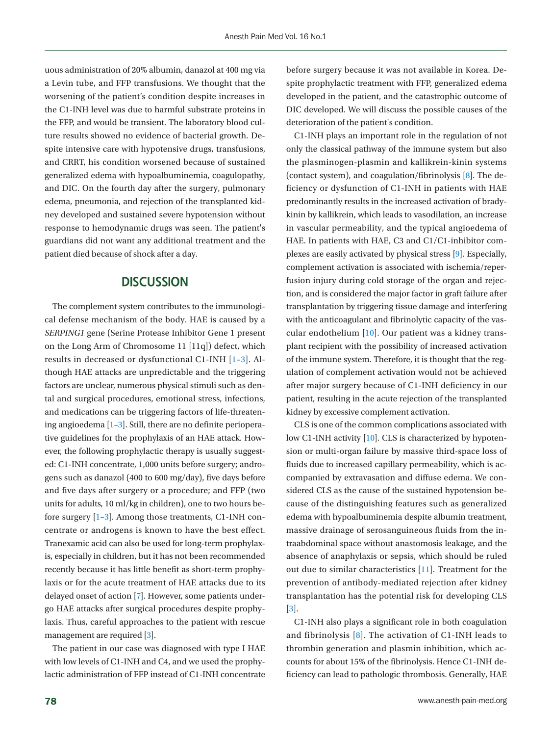uous administration of 20% albumin, danazol at 400 mg via a Levin tube, and FFP transfusions. We thought that the worsening of the patient's condition despite increases in the C1-INH level was due to harmful substrate proteins in the FFP, and would be transient. The laboratory blood culture results showed no evidence of bacterial growth. Despite intensive care with hypotensive drugs, transfusions, and CRRT, his condition worsened because of sustained generalized edema with hypoalbuminemia, coagulopathy, and DIC. On the fourth day after the surgery, pulmonary edema, pneumonia, and rejection of the transplanted kidney developed and sustained severe hypotension without response to hemodynamic drugs was seen. The patient's guardians did not want any additional treatment and the patient died because of shock after a day.

## DISCUSSION

The complement system contributes to the immunological defense mechanism of the body. HAE is caused by a *SERPING1* gene (Serine Protease Inhibitor Gene 1 present on the Long Arm of Chromosome 11 [11q]) defect, which results in decreased or dysfunctional C1-INH [1–3]. Although HAE attacks are unpredictable and the triggering factors are unclear, numerous physical stimuli such as dental and surgical procedures, emotional stress, infections, and medications can be triggering factors of life-threatening angioedema [1–3]. Still, there are no definite perioperative guidelines for the prophylaxis of an HAE attack. However, the following prophylactic therapy is usually suggested: C1-INH concentrate, 1,000 units before surgery; androgens such as danazol (400 to 600 mg/day), five days before and five days after surgery or a procedure; and FFP (two units for adults, 10 ml/kg in children), one to two hours before surgery [1–3]. Among those treatments, C1-INH concentrate or androgens is known to have the best effect. Tranexamic acid can also be used for long-term prophylaxis, especially in children, but it has not been recommended recently because it has little benefit as short-term prophylaxis or for the acute treatment of HAE attacks due to its delayed onset of action [7]. However, some patients undergo HAE attacks after surgical procedures despite prophylaxis. Thus, careful approaches to the patient with rescue management are required [3].

The patient in our case was diagnosed with type I HAE with low levels of C1-INH and C4, and we used the prophylactic administration of FFP instead of C1-INH concentrate before surgery because it was not available in Korea. Despite prophylactic treatment with FFP, generalized edema developed in the patient, and the catastrophic outcome of DIC developed. We will discuss the possible causes of the deterioration of the patient's condition.

C1-INH plays an important role in the regulation of not only the classical pathway of the immune system but also the plasminogen-plasmin and kallikrein-kinin systems (contact system), and coagulation/fibrinolysis [8]. The deficiency or dysfunction of C1-INH in patients with HAE predominantly results in the increased activation of bradykinin by kallikrein, which leads to vasodilation, an increase in vascular permeability, and the typical angioedema of HAE. In patients with HAE, C3 and C1/C1-inhibitor complexes are easily activated by physical stress [9]. Especially, complement activation is associated with ischemia/reperfusion injury during cold storage of the organ and rejection, and is considered the major factor in graft failure after transplantation by triggering tissue damage and interfering with the anticoagulant and fibrinolytic capacity of the vascular endothelium [10]. Our patient was a kidney transplant recipient with the possibility of increased activation of the immune system. Therefore, it is thought that the regulation of complement activation would not be achieved after major surgery because of C1-INH deficiency in our patient, resulting in the acute rejection of the transplanted kidney by excessive complement activation.

CLS is one of the common complications associated with low C1-INH activity [10]. CLS is characterized by hypotension or multi-organ failure by massive third-space loss of fluids due to increased capillary permeability, which is accompanied by extravasation and diffuse edema. We considered CLS as the cause of the sustained hypotension because of the distinguishing features such as generalized edema with hypoalbuminemia despite albumin treatment, massive drainage of serosanguineous fluids from the intraabdominal space without anastomosis leakage, and the absence of anaphylaxis or sepsis, which should be ruled out due to similar characteristics [11]. Treatment for the prevention of antibody-mediated rejection after kidney transplantation has the potential risk for developing CLS [3].

C1-INH also plays a significant role in both coagulation and fibrinolysis [8]. The activation of C1-INH leads to thrombin generation and plasmin inhibition, which accounts for about 15% of the fibrinolysis. Hence C1-INH deficiency can lead to pathologic thrombosis. Generally, HAE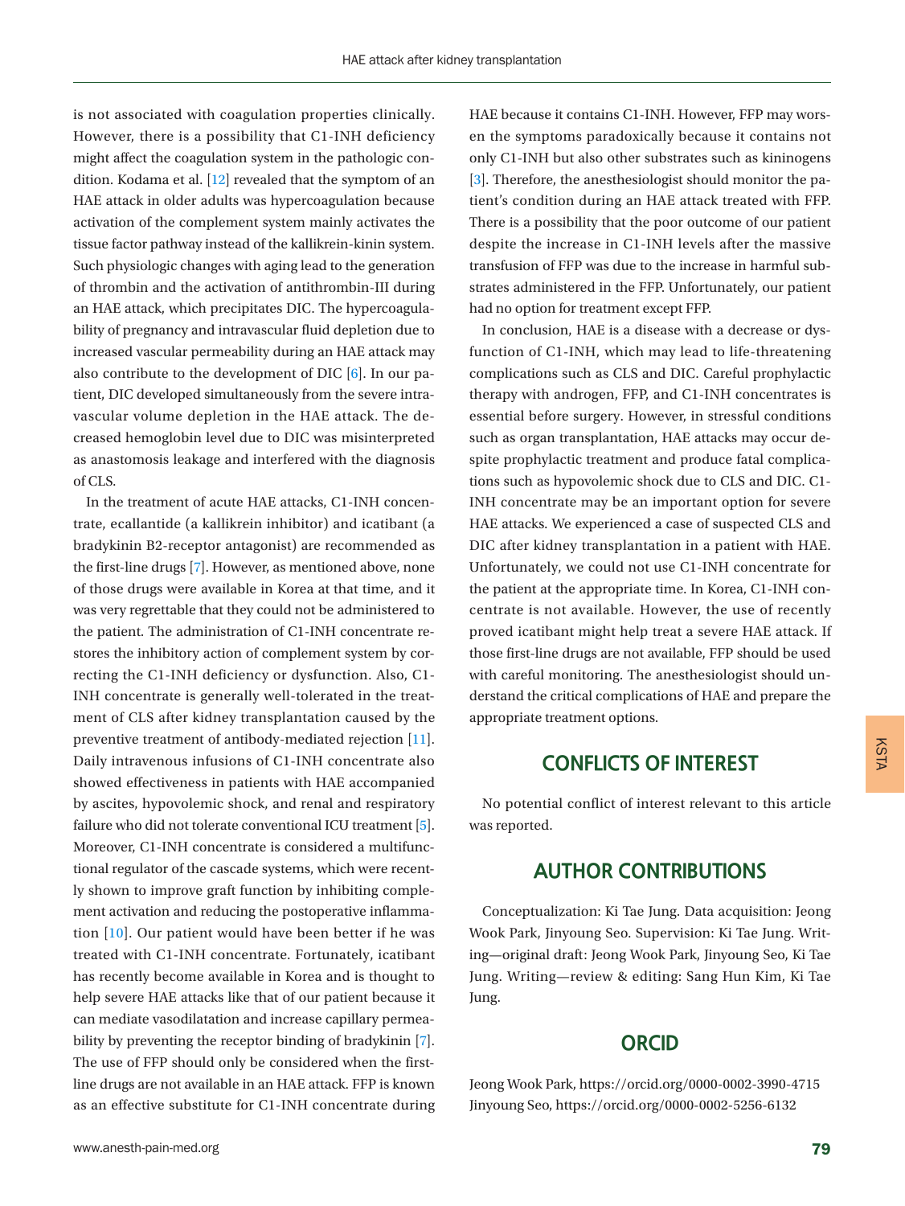is not associated with coagulation properties clinically. However, there is a possibility that C1-INH deficiency might affect the coagulation system in the pathologic condition. Kodama et al. [12] revealed that the symptom of an HAE attack in older adults was hypercoagulation because activation of the complement system mainly activates the tissue factor pathway instead of the kallikrein-kinin system. Such physiologic changes with aging lead to the generation of thrombin and the activation of antithrombin-III during an HAE attack, which precipitates DIC. The hypercoagulability of pregnancy and intravascular fluid depletion due to increased vascular permeability during an HAE attack may also contribute to the development of DIC [6]. In our patient, DIC developed simultaneously from the severe intravascular volume depletion in the HAE attack. The decreased hemoglobin level due to DIC was misinterpreted as anastomosis leakage and interfered with the diagnosis of CLS.

In the treatment of acute HAE attacks, C1-INH concentrate, ecallantide (a kallikrein inhibitor) and icatibant (a bradykinin B2-receptor antagonist) are recommended as the first-line drugs [7]. However, as mentioned above, none of those drugs were available in Korea at that time, and it was very regrettable that they could not be administered to the patient. The administration of C1-INH concentrate restores the inhibitory action of complement system by correcting the C1-INH deficiency or dysfunction. Also, C1-INH concentrate is generally well-tolerated in the treatment of CLS after kidney transplantation caused by the preventive treatment of antibody-mediated rejection [11]. Daily intravenous infusions of C1-INH concentrate also showed effectiveness in patients with HAE accompanied by ascites, hypovolemic shock, and renal and respiratory failure who did not tolerate conventional ICU treatment [5]. Moreover, C1-INH concentrate is considered a multifunctional regulator of the cascade systems, which were recently shown to improve graft function by inhibiting complement activation and reducing the postoperative inflammation [10]. Our patient would have been better if he was treated with C1-INH concentrate. Fortunately, icatibant has recently become available in Korea and is thought to help severe HAE attacks like that of our patient because it can mediate vasodilatation and increase capillary permeability by preventing the receptor binding of bradykinin [7]. The use of FFP should only be considered when the first-line drugs are not available in an HAE attack. FFP is known as an effective substitute for C1-INH concentrate during HAE because it contains C1-INH. However, FFP may worsen the symptoms paradoxically because it contains not only C1-INH but also other substrates such as kininogens [3]. Therefore, the anesthesiologist should monitor the patient's condition during an HAE attack treated with FFP. There is a possibility that the poor outcome of our patient despite the increase in C1-INH levels after the massive transfusion of FFP was due to the increase in harmful substrates administered in the FFP. Unfortunately, our patient had no option for treatment except FFP.

In conclusion, HAE is a disease with a decrease or dysfunction of C1-INH, which may lead to life-threatening complications such as CLS and DIC. Careful prophylactic therapy with androgen, FFP, and C1-INH concentrates is essential before surgery. However, in stressful conditions such as organ transplantation, HAE attacks may occur despite prophylactic treatment and produce fatal complications such as hypovolemic shock due to CLS and DIC. C1-INH concentrate may be an important option for severe HAE attacks. We experienced a case of suspected CLS and DIC after kidney transplantation in a patient with HAE. Unfortunately, we could not use C1-INH concentrate for the patient at the appropriate time. In Korea, C1-INH concentrate is not available. However, the use of recently proved icatibant might help treat a severe HAE attack. If those first-line drugs are not available, FFP should be used with careful monitoring. The anesthesiologist should understand the critical complications of HAE and prepare the appropriate treatment options.

## CONFLICTS OF INTEREST

No potential conflict of interest relevant to this article was reported.

## AUTHOR CONTRIBUTIONS

Conceptualization: Ki Tae Jung. Data acquisition: Jeong Wook Park, Jinyoung Seo. Supervision: Ki Tae Jung. Writing—original draft: Jeong Wook Park, Jinyoung Seo, Ki Tae Jung. Writing—review & editing: Sang Hun Kim, Ki Tae Jung.

## ORCID

Jeong Wook Park, https://orcid.org/0000-0002-3990-4715
Jinyoung Seo, https://orcid.org/0000-0002-5256-6132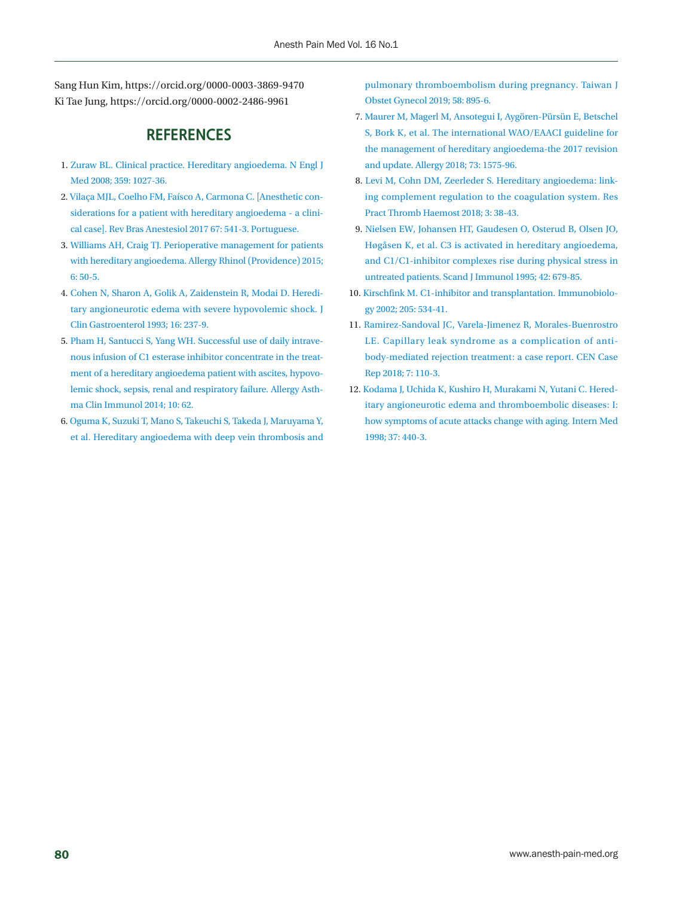Sang Hun Kim, https://orcid.org/0000-0003-3869-9470
Ki Tae Jung, https://orcid.org/0000-0002-2486-9961

## REFERENCES

1. Zuraw BL. Clinical practice. Hereditary angioedema. N Engl J Med 2008; 359: 1027-36.
2. Vilaça MJL, Coelho FM, Faísco A, Carmona C. [Anesthetic considerations for a patient with hereditary angioedema - a clinical case]. Rev Bras Anestesiol 2017 67: 541-3. Portuguese.
3. Williams AH, Craig TJ. Perioperative management for patients with hereditary angioedema. Allergy Rhinol (Providence) 2015; 6: 50-5.
4. Cohen N, Sharon A, Golik A, Zaidenstein R, Modai D. Hereditary angioneurotic edema with severe hypovolemic shock. J Clin Gastroenterol 1993; 16: 237-9.
5. Pham H, Santucci S, Yang WH. Successful use of daily intravenous infusion of C1 esterase inhibitor concentrate in the treatment of a hereditary angioedema patient with ascites, hypovolemic shock, sepsis, renal and respiratory failure. Allergy Asthma Clin Immunol 2014; 10: 62.
6. Oguma K, Suzuki T, Mano S, Takeuchi S, Takeda J, Maruyama Y, et al. Hereditary angioedema with deep vein thrombosis and pulmonary thromboembolism during pregnancy. Taiwan J Obstet Gynecol 2019; 58: 895-6.
7. Maurer M, Magerl M, Ansotegui I, Aygören-Pürsün E, Betschel S, Bork K, et al. The international WAO/EAACI guideline for the management of hereditary angioedema-the 2017 revision and update. Allergy 2018; 73: 1575-96.
8. Levi M, Cohn DM, Zeerleder S. Hereditary angioedema: linking complement regulation to the coagulation system. Res Pract Thromb Haemost 2018; 3: 38-43.
9. Nielsen EW, Johansen HT, Gaudesen O, Osterud B, Olsen JO, Høgåsen K, et al. C3 is activated in hereditary angioedema, and C1/C1-inhibitor complexes rise during physical stress in untreated patients. Scand J Immunol 1995; 42: 679-85.
10. Kirschfink M. C1-inhibitor and transplantation. Immunobiology 2002; 205: 534-41.
11. Ramirez-Sandoval JC, Varela-Jimenez R, Morales-Buenrostro LE. Capillary leak syndrome as a complication of antibody-mediated rejection treatment: a case report. CEN Case Rep 2018; 7: 110-3.
12. Kodama J, Uchida K, Kushiro H, Murakami N, Yutani C. Hereditary angioneurotic edema and thromboembolic diseases: I: how symptoms of acute attacks change with aging. Intern Med 1998; 37: 440-3.